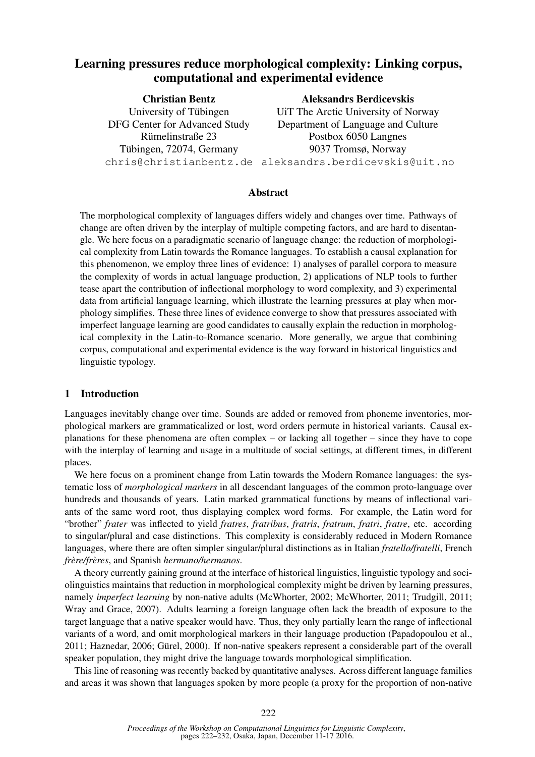# Learning pressures reduce morphological complexity: Linking corpus, computational and experimental evidence

**Christian Bentz**
University of Tübingen
DFG Center for Advanced Study
Rümelinstraße 23
Tübingen, 72074, Germany
chris@christianbentz.de

**Aleksandrs Berdicevskis**
UiT The Arctic University of Norway
Department of Language and Culture
Postbox 6050 Langnes
9037 Tromsø, Norway
aleksandrs.berdicevskis@uit.no

## Abstract

The morphological complexity of languages differs widely and changes over time. Pathways of change are often driven by the interplay of multiple competing factors, and are hard to disentangle. We here focus on a paradigmatic scenario of language change: the reduction of morphological complexity from Latin towards the Romance languages. To establish a causal explanation for this phenomenon, we employ three lines of evidence: 1) analyses of parallel corpora to measure the complexity of words in actual language production, 2) applications of NLP tools to further tease apart the contribution of inflectional morphology to word complexity, and 3) experimental data from artificial language learning, which illustrate the learning pressures at play when morphology simplifies. These three lines of evidence converge to show that pressures associated with imperfect language learning are good candidates to causally explain the reduction in morphological complexity in the Latin-to-Romance scenario. More generally, we argue that combining corpus, computational and experimental evidence is the way forward in historical linguistics and linguistic typology.

## 1 Introduction

Languages inevitably change over time. Sounds are added or removed from phoneme inventories, morphological markers are grammaticalized or lost, word orders permute in historical variants. Causal explanations for these phenomena are often complex – or lacking all together – since they have to cope with the interplay of learning and usage in a multitude of social settings, at different times, in different places.

We here focus on a prominent change from Latin towards the Modern Romance languages: the systematic loss of *morphological markers* in all descendant languages of the common proto-language over hundreds and thousands of years. Latin marked grammatical functions by means of inflectional variants of the same word root, thus displaying complex word forms. For example, the Latin word for "brother" *frater* was inflected to yield *fratres*, *fratribus*, *fratris*, *fratrum*, *fratri*, *fratre*, etc. according to singular/plural and case distinctions. This complexity is considerably reduced in Modern Romance languages, where there are often simpler singular/plural distinctions as in Italian *fratello/fratelli*, French *frère/frères*, and Spanish *hermano/hermanos*.

A theory currently gaining ground at the interface of historical linguistics, linguistic typology and sociolinguistics maintains that reduction in morphological complexity might be driven by learning pressures, namely *imperfect learning* by non-native adults (McWhorter, 2002; McWhorter, 2011; Trudgill, 2011; Wray and Grace, 2007). Adults learning a foreign language often lack the breadth of exposure to the target language that a native speaker would have. Thus, they only partially learn the range of inflectional variants of a word, and omit morphological markers in their language production (Papadopoulou et al., 2011; Haznedar, 2006; Gürel, 2000). If non-native speakers represent a considerable part of the overall speaker population, they might drive the language towards morphological simplification.

This line of reasoning was recently backed by quantitative analyses. Across different language families and areas it was shown that languages spoken by more people (a proxy for the proportion of non-native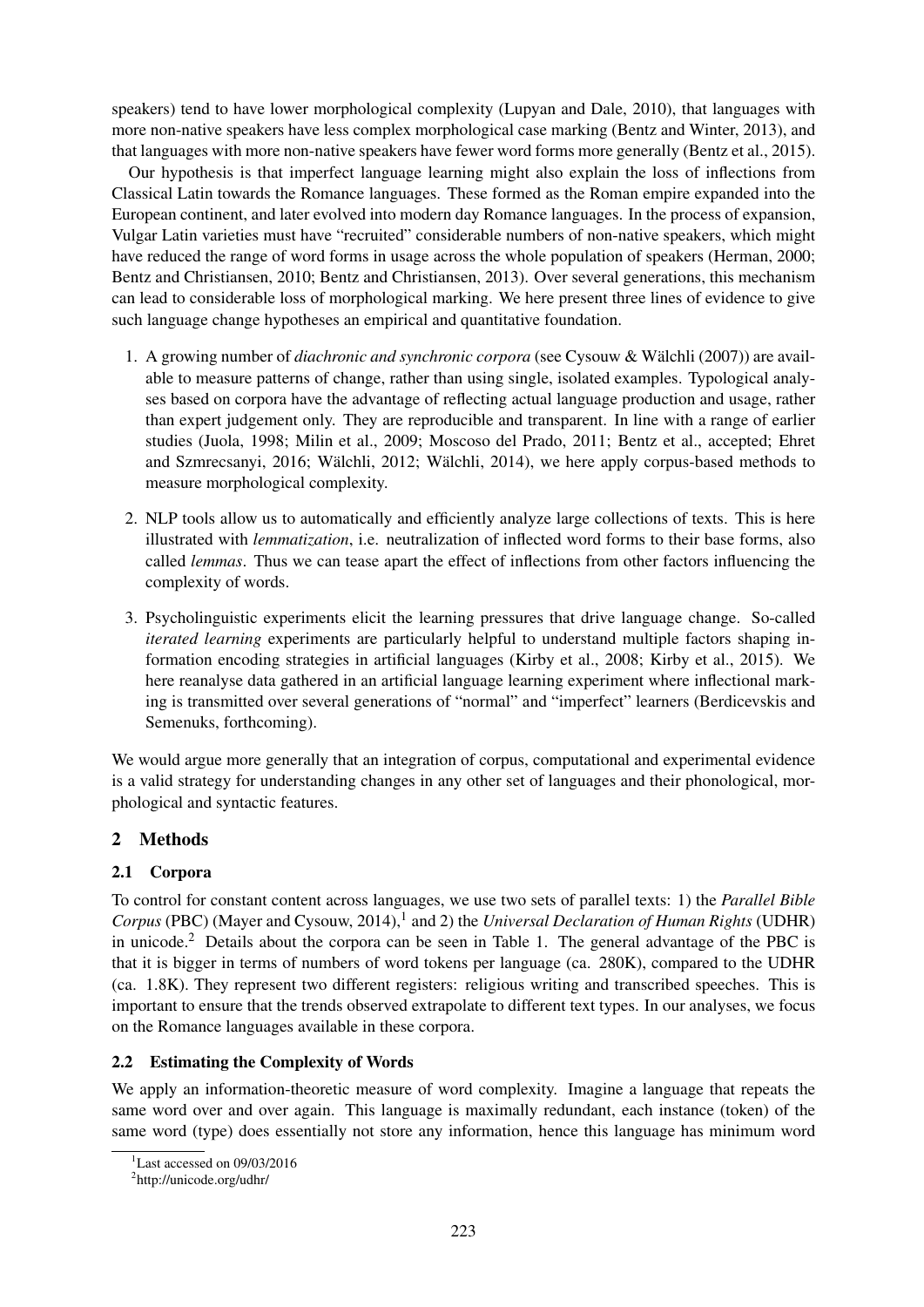speakers) tend to have lower morphological complexity (Lupyan and Dale, 2010), that languages with more non-native speakers have less complex morphological case marking (Bentz and Winter, 2013), and that languages with more non-native speakers have fewer word forms more generally (Bentz et al., 2015).

Our hypothesis is that imperfect language learning might also explain the loss of inflections from Classical Latin towards the Romance languages. These formed as the Roman empire expanded into the European continent, and later evolved into modern day Romance languages. In the process of expansion, Vulgar Latin varieties must have "recruited" considerable numbers of non-native speakers, which might have reduced the range of word forms in usage across the whole population of speakers (Herman, 2000; Bentz and Christiansen, 2010; Bentz and Christiansen, 2013). Over several generations, this mechanism can lead to considerable loss of morphological marking. We here present three lines of evidence to give such language change hypotheses an empirical and quantitative foundation.

1. A growing number of *diachronic and synchronic corpora* (see Cysouw & Wälchli (2007)) are available to measure patterns of change, rather than using single, isolated examples. Typological analyses based on corpora have the advantage of reflecting actual language production and usage, rather than expert judgement only. They are reproducible and transparent. In line with a range of earlier studies (Juola, 1998; Milin et al., 2009; Moscoso del Prado, 2011; Bentz et al., accepted; Ehret and Szmrecsanyi, 2016; Wälchli, 2012; Wälchli, 2014), we here apply corpus-based methods to measure morphological complexity.

2. NLP tools allow us to automatically and efficiently analyze large collections of texts. This is here illustrated with *lemmatization*, i.e. neutralization of inflected word forms to their base forms, also called *lemmas*. Thus we can tease apart the effect of inflections from other factors influencing the complexity of words.

3. Psycholinguistic experiments elicit the learning pressures that drive language change. So-called *iterated learning* experiments are particularly helpful to understand multiple factors shaping information encoding strategies in artificial languages (Kirby et al., 2008; Kirby et al., 2015). We here reanalyse data gathered in an artificial language learning experiment where inflectional marking is transmitted over several generations of "normal" and "imperfect" learners (Berdicevskis and Semenuks, forthcoming).

We would argue more generally that an integration of corpus, computational and experimental evidence is a valid strategy for understanding changes in any other set of languages and their phonological, morphological and syntactic features.

## 2 Methods

### 2.1 Corpora

To control for constant content across languages, we use two sets of parallel texts: 1) the *Parallel Bible Corpus* (PBC) (Mayer and Cysouw, 2014),[1] and 2) the *Universal Declaration of Human Rights* (UDHR) in unicode.[2] Details about the corpora can be seen in Table 1. The general advantage of the PBC is that it is bigger in terms of numbers of word tokens per language (ca. 280K), compared to the UDHR (ca. 1.8K). They represent two different registers: religious writing and transcribed speeches. This is important to ensure that the trends observed extrapolate to different text types. In our analyses, we focus on the Romance languages available in these corpora.

### 2.2 Estimating the Complexity of Words

We apply an information-theoretic measure of word complexity. Imagine a language that repeats the same word over and over again. This language is maximally redundant, each instance (token) of the same word (type) does essentially not store any information, hence this language has minimum word

[1] Last accessed on 09/03/2016

[2] http://unicode.org/udhr/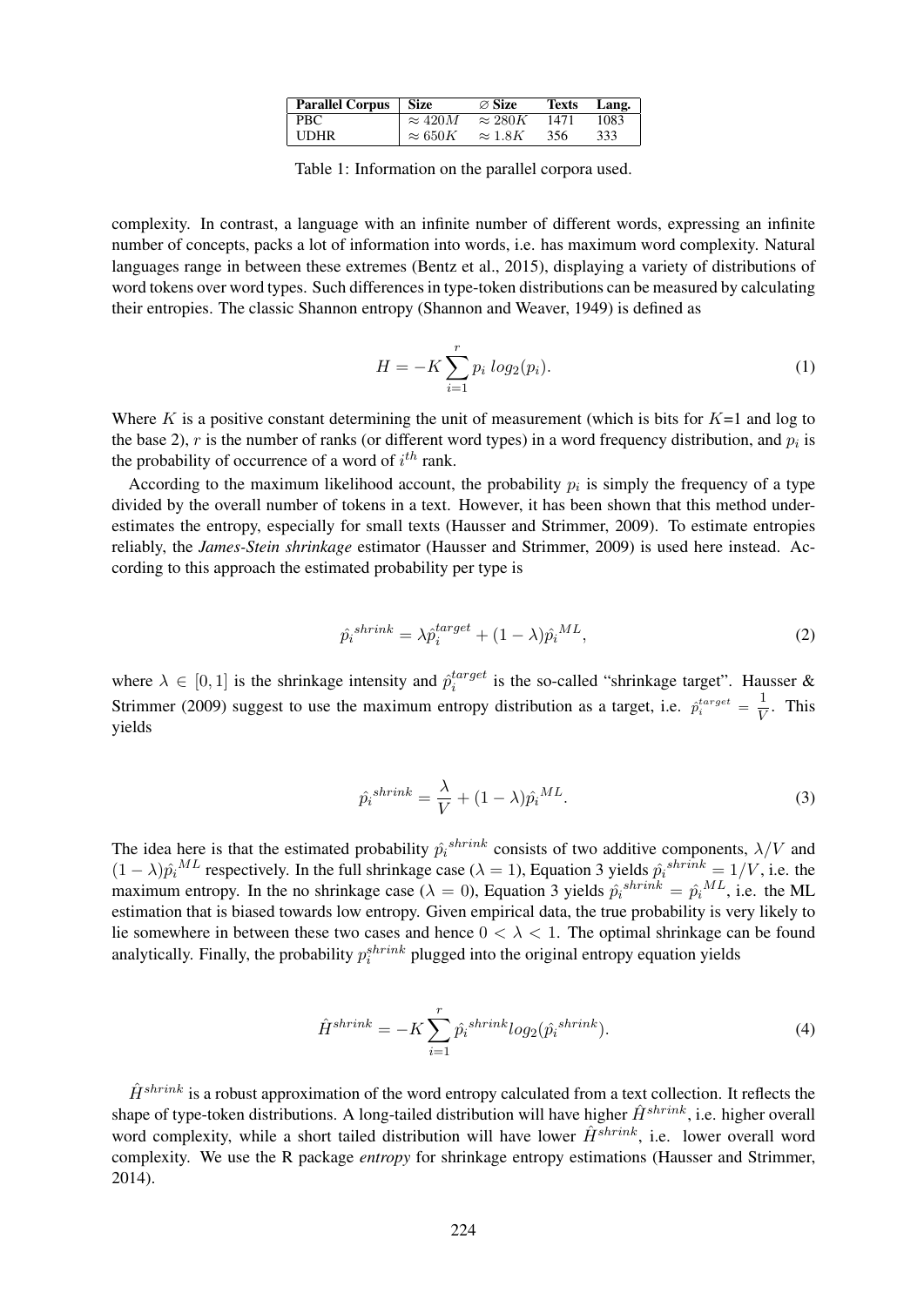| Parallel Corpus | Size | $\varnothing$ Size | Texts | Lang. |
|---|---|---|---|---|
| PBC | $\approx 420M$ | $\approx 280K$ | 1471 | 1083 |
| UDHR | $\approx 650K$ | $\approx 1.8K$ | 356 | 333 |

Table 1: Information on the parallel corpora used.

complexity. In contrast, a language with an infinite number of different words, expressing an infinite number of concepts, packs a lot of information into words, i.e. has maximum word complexity. Natural languages range in between these extremes (Bentz et al., 2015), displaying a variety of distributions of word tokens over word types. Such differences in type-token distributions can be measured by calculating their entropies. The classic Shannon entropy (Shannon and Weaver, 1949) is defined as

$$H = -K \sum_{i=1}^{r} p_i \; log_2(p_i). \tag{1}$$

Where $K$ is a positive constant determining the unit of measurement (which is bits for $K$=1 and log to the base 2), $r$ is the number of ranks (or different word types) in a word frequency distribution, and $p_i$ is the probability of occurrence of a word of $i^{th}$ rank.

According to the maximum likelihood account, the probability $p_i$ is simply the frequency of a type divided by the overall number of tokens in a text. However, it has been shown that this method underestimates the entropy, especially for small texts (Hausser and Strimmer, 2009). To estimate entropies reliably, the ***James-Stein shrinkage*** estimator (Hausser and Strimmer, 2009) is used here instead. According to this approach the estimated probability per type is

$$\hat{p_i}^{shrink} = \lambda \hat{p}_i^{target} + (1 - \lambda)\hat{p_i}^{ML}, \tag{2}$$

where $\lambda \in [0, 1]$ is the shrinkage intensity and $\hat{p}_i^{target}$ is the so-called "shrinkage target". Hausser & Strimmer (2009) suggest to use the maximum entropy distribution as a target, i.e. $\hat{p}_i^{target} = \frac{1}{V}$. This yields

$$\hat{p_i}^{shrink} = \frac{\lambda}{V} + (1 - \lambda)\hat{p_i}^{ML}. \tag{3}$$

The idea here is that the estimated probability $\hat{p_i}^{shrink}$ consists of two additive components, $\lambda/V$ and $(1 - \lambda)\hat{p_i}^{ML}$ respectively. In the full shrinkage case ($\lambda = 1$), Equation 3 yields $\hat{p_i}^{shrink} = 1/V$, i.e. the maximum entropy. In the no shrinkage case ($\lambda = 0$), Equation 3 yields $\hat{p_i}^{shrink} = \hat{p_i}^{ML}$, i.e. the ML estimation that is biased towards low entropy. Given empirical data, the true probability is very likely to lie somewhere in between these two cases and hence $0 < \lambda < 1$. The optimal shrinkage can be found analytically. Finally, the probability $p_i^{shrink}$ plugged into the original entropy equation yields

$$\hat{H}^{shrink} = -K \sum_{i=1}^{r} \hat{p_i}^{shrink} log_2(\hat{p_i}^{shrink}). \tag{4}$$

$\hat{H}^{shrink}$ is a robust approximation of the word entropy calculated from a text collection. It reflects the shape of type-token distributions. A long-tailed distribution will have higher $\hat{H}^{shrink}$, i.e. higher overall word complexity, while a short tailed distribution will have lower $\hat{H}^{shrink}$, i.e. lower overall word complexity. We use the R package *entropy* for shrinkage entropy estimations (Hausser and Strimmer, 2014).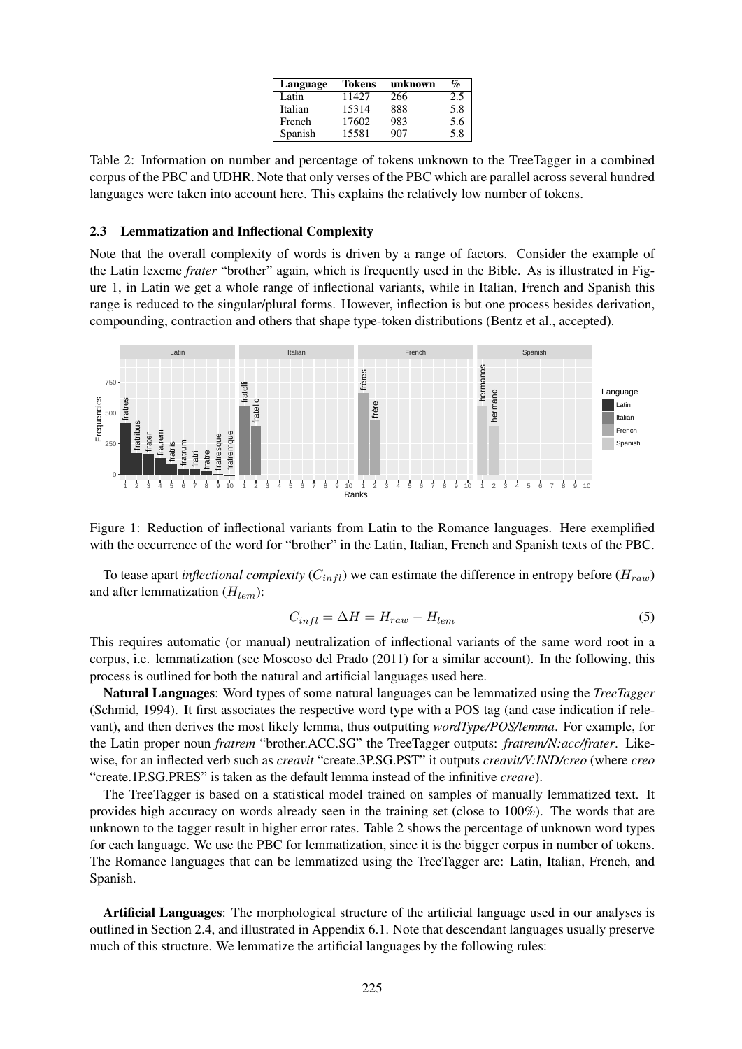| Language | Tokens | unknown | % |
|---|---|---|---|
| Latin | 11427 | 266 | 2.5 |
| Italian | 15314 | 888 | 5.8 |
| French | 17602 | 983 | 5.6 |
| Spanish | 15581 | 907 | 5.8 |

Table 2: Information on number and percentage of tokens unknown to the TreeTagger in a combined corpus of the PBC and UDHR. Note that only verses of the PBC which are parallel across several hundred languages were taken into account here. This explains the relatively low number of tokens.

### 2.3 Lemmatization and Inflectional Complexity

Note that the overall complexity of words is driven by a range of factors. Consider the example of the Latin lexeme *frater* "brother" again, which is frequently used in the Bible. As is illustrated in Figure 1, in Latin we get a whole range of inflectional variants, while in Italian, French and Spanish this range is reduced to the singular/plural forms. However, inflection is but one process besides derivation, compounding, contraction and others that shape type-token distributions (Bentz et al., accepted).

Figure 1: Reduction of inflectional variants from Latin to the Romance languages. Here exemplified with the occurrence of the word for "brother" in the Latin, Italian, French and Spanish texts of the PBC.

To tease apart *inflectional complexity* ($C_{infl}$) we can estimate the difference in entropy before ($H_{raw}$) and after lemmatization ($H_{lem}$):

$$C_{infl} = \Delta H = H_{raw} - H_{lem} \tag{5}$$

This requires automatic (or manual) neutralization of inflectional variants of the same word root in a corpus, i.e. lemmatization (see Moscoso del Prado (2011) for a similar account). In the following, this process is outlined for both the natural and artificial languages used here.

**Natural Languages**: Word types of some natural languages can be lemmatized using the *TreeTagger* (Schmid, 1994). It first associates the respective word type with a POS tag (and case indication if relevant), and then derives the most likely lemma, thus outputting *wordType/POS/lemma*. For example, for the Latin proper noun *fratrem* "brother.ACC.SG" the TreeTagger outputs: *fratrem/N:acc/frater*. Likewise, for an inflected verb such as *creavit* "create.3P.SG.PST" it outputs *creavit/V:IND/creo* (where *creo* "create.1P.SG.PRES" is taken as the default lemma instead of the infinitive *creare*).

The TreeTagger is based on a statistical model trained on samples of manually lemmatized text. It provides high accuracy on words already seen in the training set (close to 100%). The words that are unknown to the tagger result in higher error rates. Table 2 shows the percentage of unknown word types for each language. We use the PBC for lemmatization, since it is the bigger corpus in number of tokens. The Romance languages that can be lemmatized using the TreeTagger are: Latin, Italian, French, and Spanish.

**Artificial Languages**: The morphological structure of the artificial language used in our analyses is outlined in Section 2.4, and illustrated in Appendix 6.1. Note that descendant languages usually preserve much of this structure. We lemmatize the artificial languages by the following rules: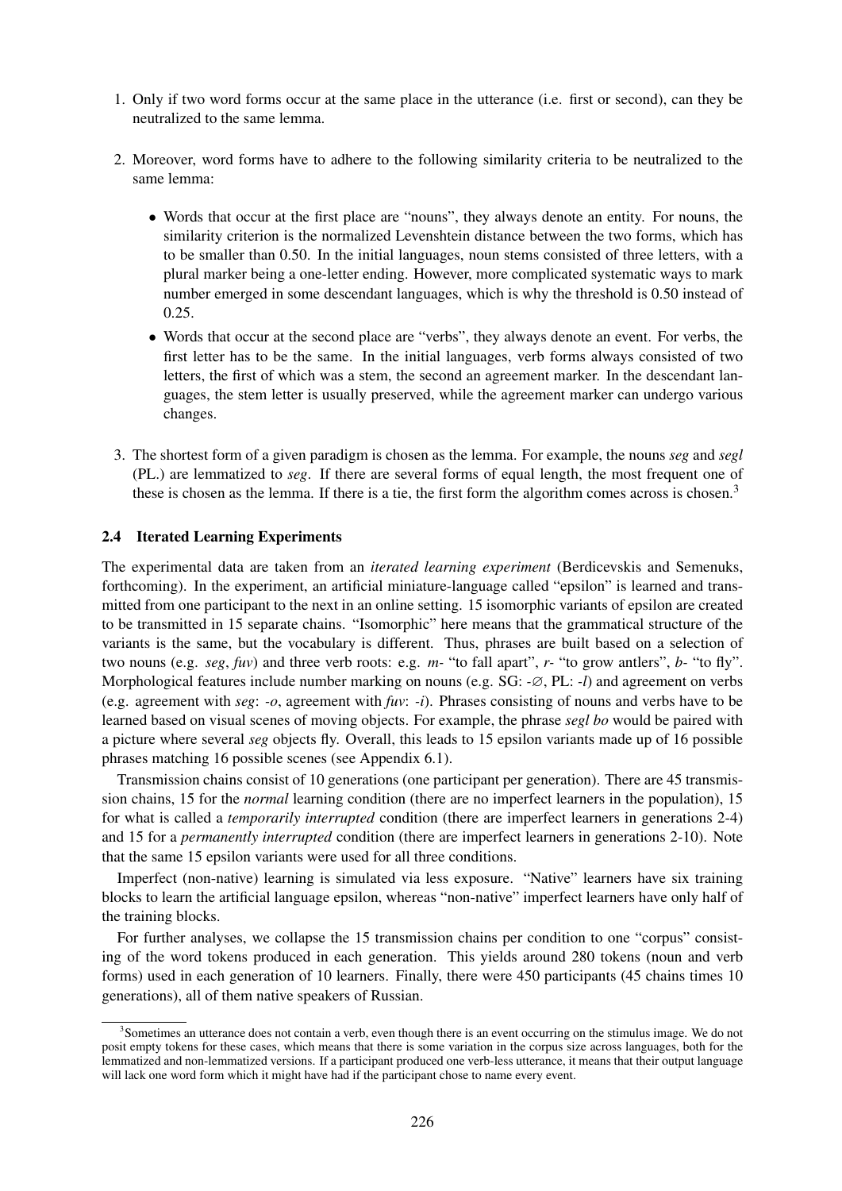1. Only if two word forms occur at the same place in the utterance (i.e. first or second), can they be neutralized to the same lemma.

2. Moreover, word forms have to adhere to the following similarity criteria to be neutralized to the same lemma:

   - Words that occur at the first place are "nouns", they always denote an entity. For nouns, the similarity criterion is the normalized Levenshtein distance between the two forms, which has to be smaller than 0.50. In the initial languages, noun stems consisted of three letters, with a plural marker being a one-letter ending. However, more complicated systematic ways to mark number emerged in some descendant languages, which is why the threshold is 0.50 instead of 0.25.
   - Words that occur at the second place are "verbs", they always denote an event. For verbs, the first letter has to be the same. In the initial languages, verb forms always consisted of two letters, the first of which was a stem, the second an agreement marker. In the descendant languages, the stem letter is usually preserved, while the agreement marker can undergo various changes.

3. The shortest form of a given paradigm is chosen as the lemma. For example, the nouns *seg* and *segl* (PL.) are lemmatized to *seg*. If there are several forms of equal length, the most frequent one of these is chosen as the lemma. If there is a tie, the first form the algorithm comes across is chosen.[3]

### 2.4 Iterated Learning Experiments

The experimental data are taken from an *iterated learning experiment* (Berdicevskis and Semenuks, forthcoming). In the experiment, an artificial miniature-language called "epsilon" is learned and transmitted from one participant to the next in an online setting. 15 isomorphic variants of epsilon are created to be transmitted in 15 separate chains. "Isomorphic" here means that the grammatical structure of the variants is the same, but the vocabulary is different. Thus, phrases are built based on a selection of two nouns (e.g. *seg*, *fuv*) and three verb roots: e.g. *m-* "to fall apart", *r-* "to grow antlers", *b-* "to fly". Morphological features include number marking on nouns (e.g. SG: -∅, PL: *-l*) and agreement on verbs (e.g. agreement with *seg*: *-o*, agreement with *fuv*: *-i*). Phrases consisting of nouns and verbs have to be learned based on visual scenes of moving objects. For example, the phrase *segl bo* would be paired with a picture where several *seg* objects fly. Overall, this leads to 15 epsilon variants made up of 16 possible phrases matching 16 possible scenes (see Appendix 6.1).

Transmission chains consist of 10 generations (one participant per generation). There are 45 transmission chains, 15 for the *normal* learning condition (there are no imperfect learners in the population), 15 for what is called a *temporarily interrupted* condition (there are imperfect learners in generations 2-4) and 15 for a *permanently interrupted* condition (there are imperfect learners in generations 2-10). Note that the same 15 epsilon variants were used for all three conditions.

Imperfect (non-native) learning is simulated via less exposure. "Native" learners have six training blocks to learn the artificial language epsilon, whereas "non-native" imperfect learners have only half of the training blocks.

For further analyses, we collapse the 15 transmission chains per condition to one "corpus" consisting of the word tokens produced in each generation. This yields around 280 tokens (noun and verb forms) used in each generation of 10 learners. Finally, there were 450 participants (45 chains times 10 generations), all of them native speakers of Russian.

[3] Sometimes an utterance does not contain a verb, even though there is an event occurring on the stimulus image. We do not posit empty tokens for these cases, which means that there is some variation in the corpus size across languages, both for the lemmatized and non-lemmatized versions. If a participant produced one verb-less utterance, it means that their output language will lack one word form which it might have had if the participant chose to name every event.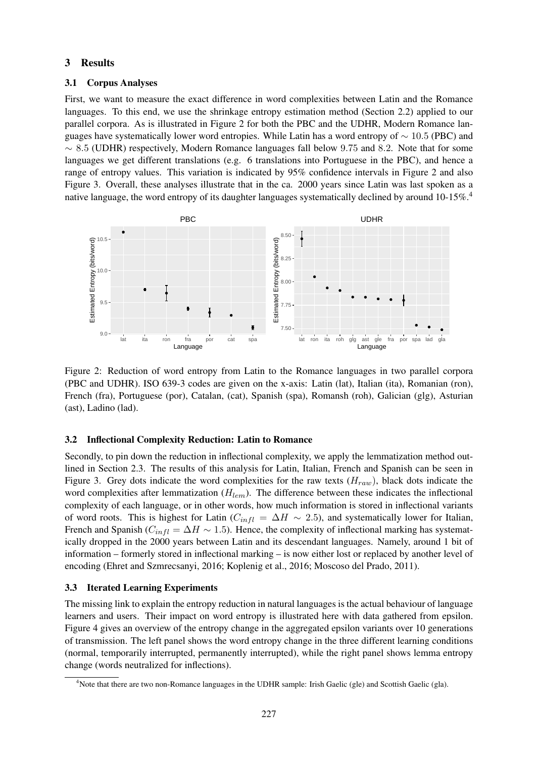## 3 Results

### 3.1 Corpus Analyses

First, we want to measure the exact difference in word complexities between Latin and the Romance languages. To this end, we use the shrinkage entropy estimation method (Section 2.2) applied to our parallel corpora. As is illustrated in Figure 2 for both the PBC and the UDHR, Modern Romance languages have systematically lower word entropies. While Latin has a word entropy of $\sim 10.5$ (PBC) and $\sim 8.5$ (UDHR) respectively, Modern Romance languages fall below $9.75$ and $8.2$. Note that for some languages we get different translations (e.g. 6 translations into Portuguese in the PBC), and hence a range of entropy values. This variation is indicated by 95% confidence intervals in Figure 2 and also Figure 3. Overall, these analyses illustrate that in the ca. 2000 years since Latin was last spoken as a native language, the word entropy of its daughter languages systematically declined by around 10-15%.[4]

Figure 2: Reduction of word entropy from Latin to the Romance languages in two parallel corpora (PBC and UDHR). ISO 639-3 codes are given on the x-axis: Latin (lat), Italian (ita), Romanian (ron), French (fra), Portuguese (por), Catalan, (cat), Spanish (spa), Romansh (roh), Galician (glg), Asturian (ast), Ladino (lad).

### 3.2 Inflectional Complexity Reduction: Latin to Romance

Secondly, to pin down the reduction in inflectional complexity, we apply the lemmatization method outlined in Section 2.3. The results of this analysis for Latin, Italian, French and Spanish can be seen in Figure 3. Grey dots indicate the word complexities for the raw texts ($H_{raw}$), black dots indicate the word complexities after lemmatization ($H_{lem}$). The difference between these indicates the inflectional complexity of each language, or in other words, how much information is stored in inflectional variants of word roots. This is highest for Latin ($C_{infl} = \Delta H \sim 2.5$), and systematically lower for Italian, French and Spanish ($C_{infl} = \Delta H \sim 1.5$). Hence, the complexity of inflectional marking has systematically dropped in the 2000 years between Latin and its descendant languages. Namely, around 1 bit of information – formerly stored in inflectional marking – is now either lost or replaced by another level of encoding (Ehret and Szmrecsanyi, 2016; Koplenig et al., 2016; Moscoso del Prado, 2011).

### 3.3 Iterated Learning Experiments

The missing link to explain the entropy reduction in natural languages is the actual behaviour of language learners and users. Their impact on word entropy is illustrated here with data gathered from epsilon. Figure 4 gives an overview of the entropy change in the aggregated epsilon variants over 10 generations of transmission. The left panel shows the word entropy change in the three different learning conditions (normal, temporarily interrupted, permanently interrupted), while the right panel shows lemma entropy change (words neutralized for inflections).

[4] Note that there are two non-Romance languages in the UDHR sample: Irish Gaelic (gle) and Scottish Gaelic (gla).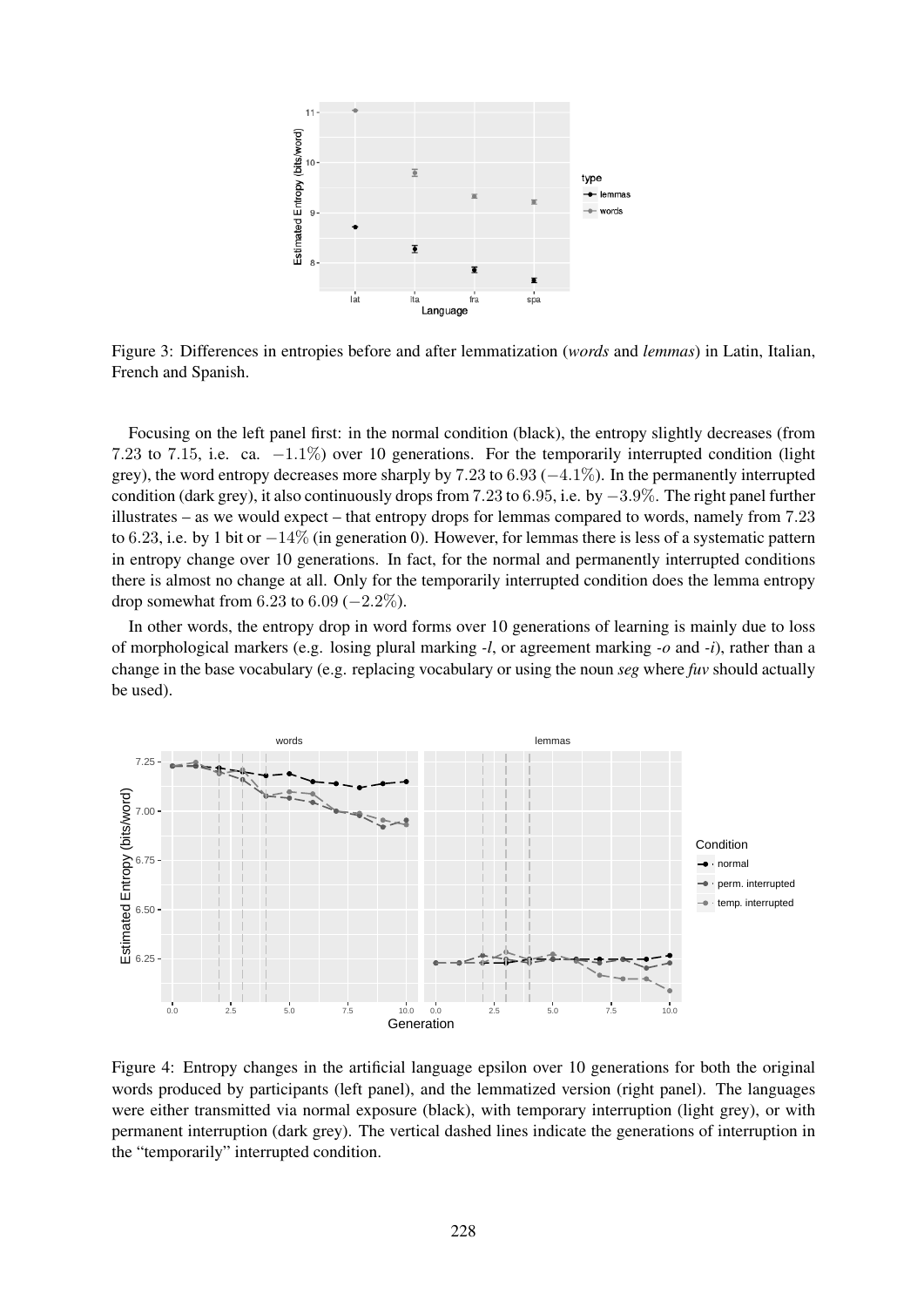Figure 3: Differences in entropies before and after lemmatization (*words* and *lemmas*) in Latin, Italian, French and Spanish.

Focusing on the left panel first: in the normal condition (black), the entropy slightly decreases (from $7.23$ to $7.15$, i.e. ca. $-1.1\%$) over 10 generations. For the temporarily interrupted condition (light grey), the word entropy decreases more sharply by $7.23$ to $6.93$ ($-4.1\%$). In the permanently interrupted condition (dark grey), it also continuously drops from $7.23$ to $6.95$, i.e. by $-3.9\%$. The right panel further illustrates – as we would expect – that entropy drops for lemmas compared to words, namely from $7.23$ to $6.23$, i.e. by 1 bit or $-14\%$ (in generation 0). However, for lemmas there is less of a systematic pattern in entropy change over 10 generations. In fact, for the normal and permanently interrupted conditions there is almost no change at all. Only for the temporarily interrupted condition does the lemma entropy drop somewhat from $6.23$ to $6.09$ ($-2.2\%$).

In other words, the entropy drop in word forms over 10 generations of learning is mainly due to loss of morphological markers (e.g. losing plural marking *-l*, or agreement marking *-o* and *-i*), rather than a change in the base vocabulary (e.g. replacing vocabulary or using the noun *seg* where *fuv* should actually be used).

Figure 4: Entropy changes in the artificial language epsilon over 10 generations for both the original words produced by participants (left panel), and the lemmatized version (right panel). The languages were either transmitted via normal exposure (black), with temporary interruption (light grey), or with permanent interruption (dark grey). The vertical dashed lines indicate the generations of interruption in the "temporarily" interrupted condition.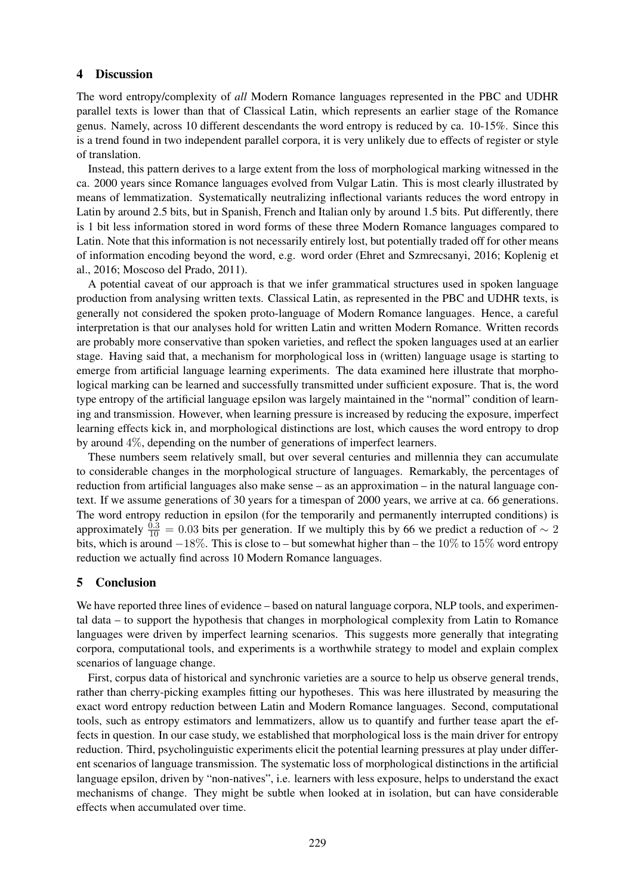## 4 Discussion

The word entropy/complexity of *all* Modern Romance languages represented in the PBC and UDHR parallel texts is lower than that of Classical Latin, which represents an earlier stage of the Romance genus. Namely, across 10 different descendants the word entropy is reduced by ca. 10-15%. Since this is a trend found in two independent parallel corpora, it is very unlikely due to effects of register or style of translation.

Instead, this pattern derives to a large extent from the loss of morphological marking witnessed in the ca. 2000 years since Romance languages evolved from Vulgar Latin. This is most clearly illustrated by means of lemmatization. Systematically neutralizing inflectional variants reduces the word entropy in Latin by around 2.5 bits, but in Spanish, French and Italian only by around 1.5 bits. Put differently, there is 1 bit less information stored in word forms of these three Modern Romance languages compared to Latin. Note that this information is not necessarily entirely lost, but potentially traded off for other means of information encoding beyond the word, e.g. word order (Ehret and Szmrecsanyi, 2016; Koplenig et al., 2016; Moscoso del Prado, 2011).

A potential caveat of our approach is that we infer grammatical structures used in spoken language production from analysing written texts. Classical Latin, as represented in the PBC and UDHR texts, is generally not considered the spoken proto-language of Modern Romance languages. Hence, a careful interpretation is that our analyses hold for written Latin and written Modern Romance. Written records are probably more conservative than spoken varieties, and reflect the spoken languages used at an earlier stage. Having said that, a mechanism for morphological loss in (written) language usage is starting to emerge from artificial language learning experiments. The data examined here illustrate that morphological marking can be learned and successfully transmitted under sufficient exposure. That is, the word type entropy of the artificial language epsilon was largely maintained in the "normal" condition of learning and transmission. However, when learning pressure is increased by reducing the exposure, imperfect learning effects kick in, and morphological distinctions are lost, which causes the word entropy to drop by around $4\%$, depending on the number of generations of imperfect learners.

These numbers seem relatively small, but over several centuries and millennia they can accumulate to considerable changes in the morphological structure of languages. Remarkably, the percentages of reduction from artificial languages also make sense – as an approximation – in the natural language context. If we assume generations of 30 years for a timespan of 2000 years, we arrive at ca. 66 generations. The word entropy reduction in epsilon (for the temporarily and permanently interrupted conditions) is approximately $\frac{0.3}{10} = 0.03$ bits per generation. If we multiply this by 66 we predict a reduction of $\sim 2$ bits, which is around $-18\%$. This is close to – but somewhat higher than – the $10\%$ to $15\%$ word entropy reduction we actually find across 10 Modern Romance languages.

## 5 Conclusion

We have reported three lines of evidence – based on natural language corpora, NLP tools, and experimental data – to support the hypothesis that changes in morphological complexity from Latin to Romance languages were driven by imperfect learning scenarios. This suggests more generally that integrating corpora, computational tools, and experiments is a worthwhile strategy to model and explain complex scenarios of language change.

First, corpus data of historical and synchronic varieties are a source to help us observe general trends, rather than cherry-picking examples fitting our hypotheses. This was here illustrated by measuring the exact word entropy reduction between Latin and Modern Romance languages. Second, computational tools, such as entropy estimators and lemmatizers, allow us to quantify and further tease apart the effects in question. In our case study, we established that morphological loss is the main driver for entropy reduction. Third, psycholinguistic experiments elicit the potential learning pressures at play under different scenarios of language transmission. The systematic loss of morphological distinctions in the artificial language epsilon, driven by "non-natives", i.e. learners with less exposure, helps to understand the exact mechanisms of change. They might be subtle when looked at in isolation, but can have considerable effects when accumulated over time.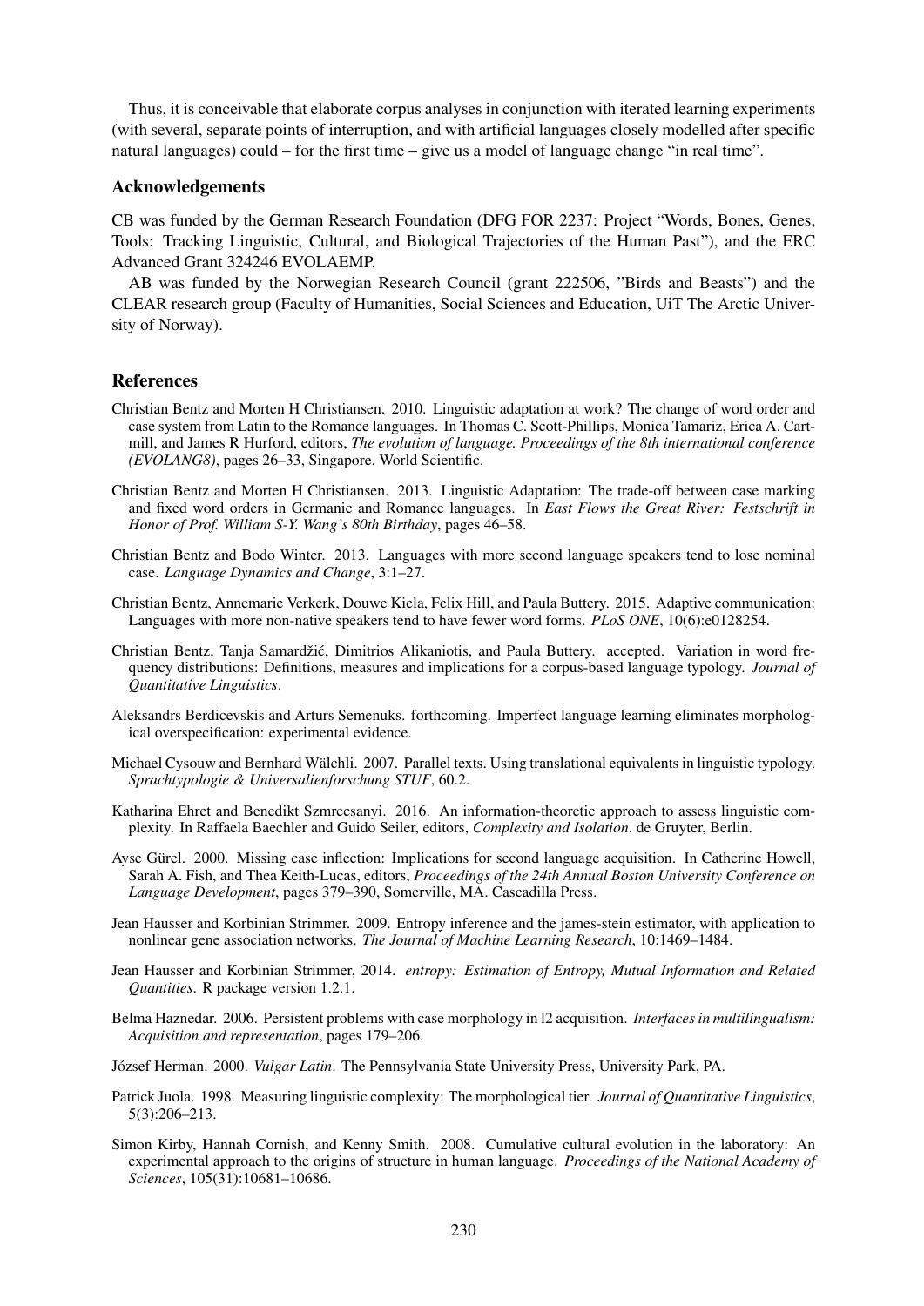Thus, it is conceivable that elaborate corpus analyses in conjunction with iterated learning experiments (with several, separate points of interruption, and with artificial languages closely modelled after specific natural languages) could – for the first time – give us a model of language change "in real time".

## Acknowledgements

CB was funded by the German Research Foundation (DFG FOR 2237: Project "Words, Bones, Genes, Tools: Tracking Linguistic, Cultural, and Biological Trajectories of the Human Past"), and the ERC Advanced Grant 324246 EVOLAEMP.

AB was funded by the Norwegian Research Council (grant 222506, "Birds and Beasts") and the CLEAR research group (Faculty of Humanities, Social Sciences and Education, UiT The Arctic University of Norway).

## References

Christian Bentz and Morten H Christiansen. 2010. Linguistic adaptation at work? The change of word order and case system from Latin to the Romance languages. In Thomas C. Scott-Phillips, Monica Tamariz, Erica A. Cartmill, and James R Hurford, editors, *The evolution of language. Proceedings of the 8th international conference (EVOLANG8)*, pages 26–33, Singapore. World Scientific.

Christian Bentz and Morten H Christiansen. 2013. Linguistic Adaptation: The trade-off between case marking and fixed word orders in Germanic and Romance languages. In *East Flows the Great River: Festschrift in Honor of Prof. William S-Y. Wang's 80th Birthday*, pages 46–58.

Christian Bentz and Bodo Winter. 2013. Languages with more second language speakers tend to lose nominal case. *Language Dynamics and Change*, 3:1–27.

Christian Bentz, Annemarie Verkerk, Douwe Kiela, Felix Hill, and Paula Buttery. 2015. Adaptive communication: Languages with more non-native speakers tend to have fewer word forms. *PLoS ONE*, 10(6):e0128254.

Christian Bentz, Tanja Samardžić, Dimitrios Alikaniotis, and Paula Buttery. accepted. Variation in word frequency distributions: Definitions, measures and implications for a corpus-based language typology. *Journal of Quantitative Linguistics*.

Aleksandrs Berdicevskis and Arturs Semenuks. forthcoming. Imperfect language learning eliminates morphological overspecification: experimental evidence.

Michael Cysouw and Bernhard Wälchli. 2007. Parallel texts. Using translational equivalents in linguistic typology. *Sprachtypologie & Universalienforschung STUF*, 60.2.

Katharina Ehret and Benedikt Szmrecsanyi. 2016. An information-theoretic approach to assess linguistic complexity. In Raffaela Baechler and Guido Seiler, editors, *Complexity and Isolation*. de Gruyter, Berlin.

Ayse Gürel. 2000. Missing case inflection: Implications for second language acquisition. In Catherine Howell, Sarah A. Fish, and Thea Keith-Lucas, editors, *Proceedings of the 24th Annual Boston University Conference on Language Development*, pages 379–390, Somerville, MA. Cascadilla Press.

Jean Hausser and Korbinian Strimmer. 2009. Entropy inference and the james-stein estimator, with application to nonlinear gene association networks. *The Journal of Machine Learning Research*, 10:1469–1484.

Jean Hausser and Korbinian Strimmer, 2014. *entropy: Estimation of Entropy, Mutual Information and Related Quantities*. R package version 1.2.1.

Belma Haznedar. 2006. Persistent problems with case morphology in l2 acquisition. *Interfaces in multilingualism: Acquisition and representation*, pages 179–206.

József Herman. 2000. *Vulgar Latin*. The Pennsylvania State University Press, University Park, PA.

Patrick Juola. 1998. Measuring linguistic complexity: The morphological tier. *Journal of Quantitative Linguistics*, 5(3):206–213.

Simon Kirby, Hannah Cornish, and Kenny Smith. 2008. Cumulative cultural evolution in the laboratory: An experimental approach to the origins of structure in human language. *Proceedings of the National Academy of Sciences*, 105(31):10681–10686.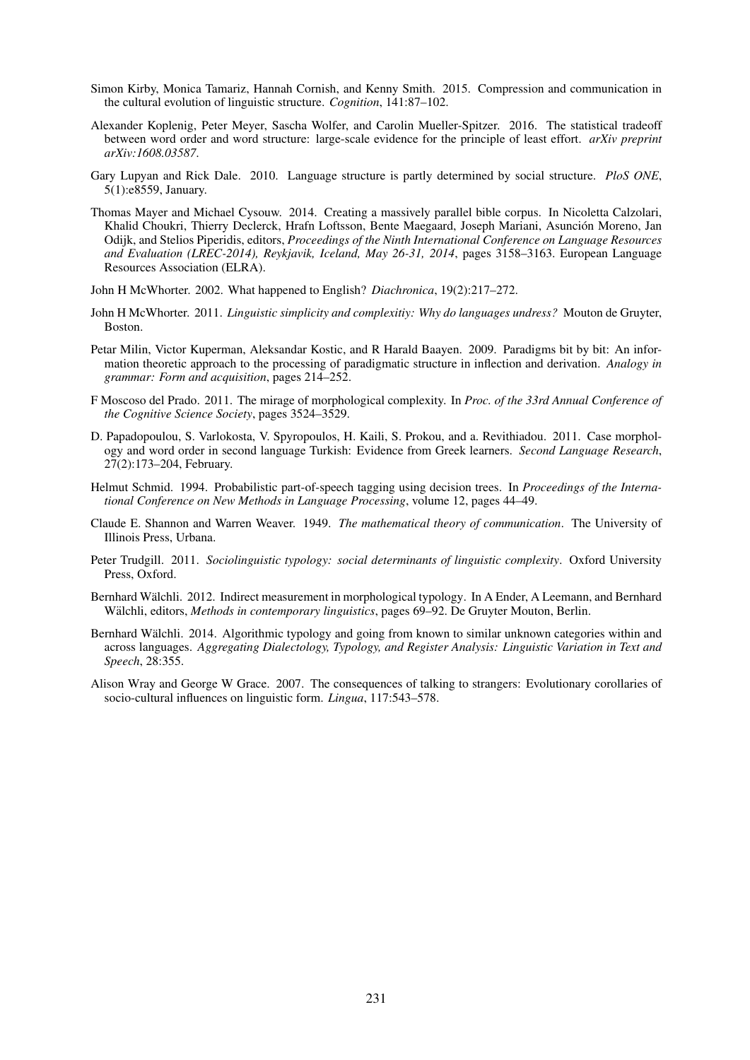Simon Kirby, Monica Tamariz, Hannah Cornish, and Kenny Smith. 2015. Compression and communication in the cultural evolution of linguistic structure. *Cognition*, 141:87–102.

Alexander Koplenig, Peter Meyer, Sascha Wolfer, and Carolin Mueller-Spitzer. 2016. The statistical tradeoff between word order and word structure: large-scale evidence for the principle of least effort. *arXiv preprint arXiv:1608.03587*.

Gary Lupyan and Rick Dale. 2010. Language structure is partly determined by social structure. *PloS ONE*, 5(1):e8559, January.

Thomas Mayer and Michael Cysouw. 2014. Creating a massively parallel bible corpus. In Nicoletta Calzolari, Khalid Choukri, Thierry Declerck, Hrafn Loftsson, Bente Maegaard, Joseph Mariani, Asunción Moreno, Jan Odijk, and Stelios Piperidis, editors, *Proceedings of the Ninth International Conference on Language Resources and Evaluation (LREC-2014), Reykjavik, Iceland, May 26-31, 2014*, pages 3158–3163. European Language Resources Association (ELRA).

John H McWhorter. 2002. What happened to English? *Diachronica*, 19(2):217–272.

John H McWhorter. 2011. *Linguistic simplicity and complexitiy: Why do languages undress?* Mouton de Gruyter, Boston.

Petar Milin, Victor Kuperman, Aleksandar Kostic, and R Harald Baayen. 2009. Paradigms bit by bit: An information theoretic approach to the processing of paradigmatic structure in inflection and derivation. *Analogy in grammar: Form and acquisition*, pages 214–252.

F Moscoso del Prado. 2011. The mirage of morphological complexity. In *Proc. of the 33rd Annual Conference of the Cognitive Science Society*, pages 3524–3529.

D. Papadopoulou, S. Varlokosta, V. Spyropoulos, H. Kaili, S. Prokou, and a. Revithiadou. 2011. Case morphology and word order in second language Turkish: Evidence from Greek learners. *Second Language Research*, 27(2):173–204, February.

Helmut Schmid. 1994. Probabilistic part-of-speech tagging using decision trees. In *Proceedings of the International Conference on New Methods in Language Processing*, volume 12, pages 44–49.

Claude E. Shannon and Warren Weaver. 1949. *The mathematical theory of communication*. The University of Illinois Press, Urbana.

Peter Trudgill. 2011. *Sociolinguistic typology: social determinants of linguistic complexity*. Oxford University Press, Oxford.

Bernhard Wälchli. 2012. Indirect measurement in morphological typology. In A Ender, A Leemann, and Bernhard Wälchli, editors, *Methods in contemporary linguistics*, pages 69–92. De Gruyter Mouton, Berlin.

Bernhard Wälchli. 2014. Algorithmic typology and going from known to similar unknown categories within and across languages. *Aggregating Dialectology, Typology, and Register Analysis: Linguistic Variation in Text and Speech*, 28:355.

Alison Wray and George W Grace. 2007. The consequences of talking to strangers: Evolutionary corollaries of socio-cultural influences on linguistic form. *Lingua*, 117:543–578.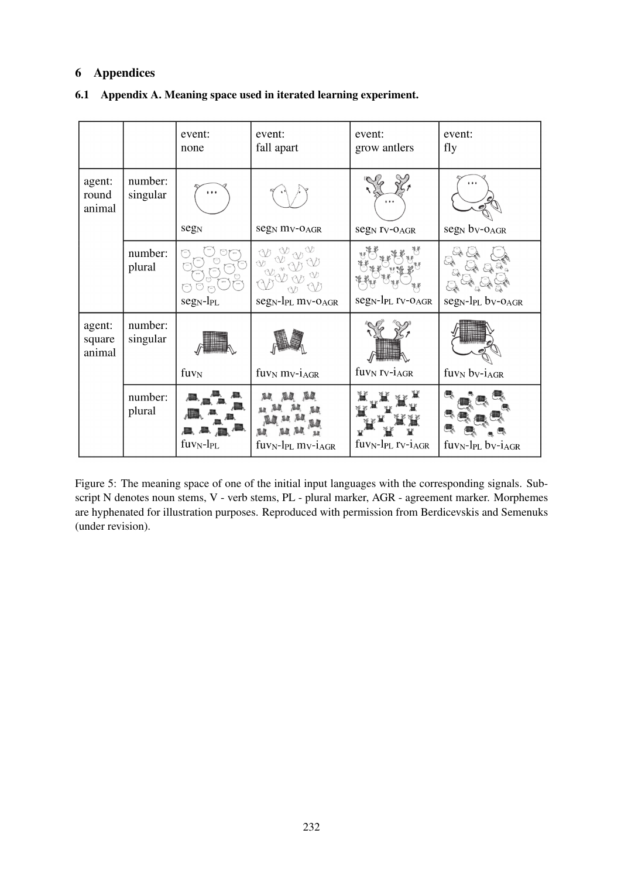## 6 Appendices

### 6.1 Appendix A. Meaning space used in iterated learning experiment.

| | | event: none | event: fall apart | event: grow antlers | event: fly |
|---|---|---|---|---|---|
| agent: round animal | number: singular | $seg_N$ | $seg_N$ $m_V$-$o_{AGR}$ | $seg_N$ $r_V$-$o_{AGR}$ | $seg_N$ $b_V$-$o_{AGR}$ |
| | number: plural | $seg_N$-$l_{PL}$ | $seg_N$-$l_{PL}$ $m_V$-$o_{AGR}$ | $seg_N$-$l_{PL}$ $r_V$-$o_{AGR}$ | $seg_N$-$l_{PL}$ $b_V$-$o_{AGR}$ |
| agent: square animal | number: singular | $fuv_N$ | $fuv_N$ $m_V$-$i_{AGR}$ | $fuv_N$ $r_V$-$i_{AGR}$ | $fuv_N$ $b_V$-$i_{AGR}$ |
| | number: plural | $fuv_N$-$l_{PL}$ | $fuv_N$-$l_{PL}$ $m_V$-$i_{AGR}$ | $fuv_N$-$l_{PL}$ $r_V$-$i_{AGR}$ | $fuv_N$-$l_{PL}$ $b_V$-$i_{AGR}$ |

Figure 5: The meaning space of one of the initial input languages with the corresponding signals. Subscript N denotes noun stems, V - verb stems, PL - plural marker, AGR - agreement marker. Morphemes are hyphenated for illustration purposes. Reproduced with permission from Berdicevskis and Semenuks (under revision).